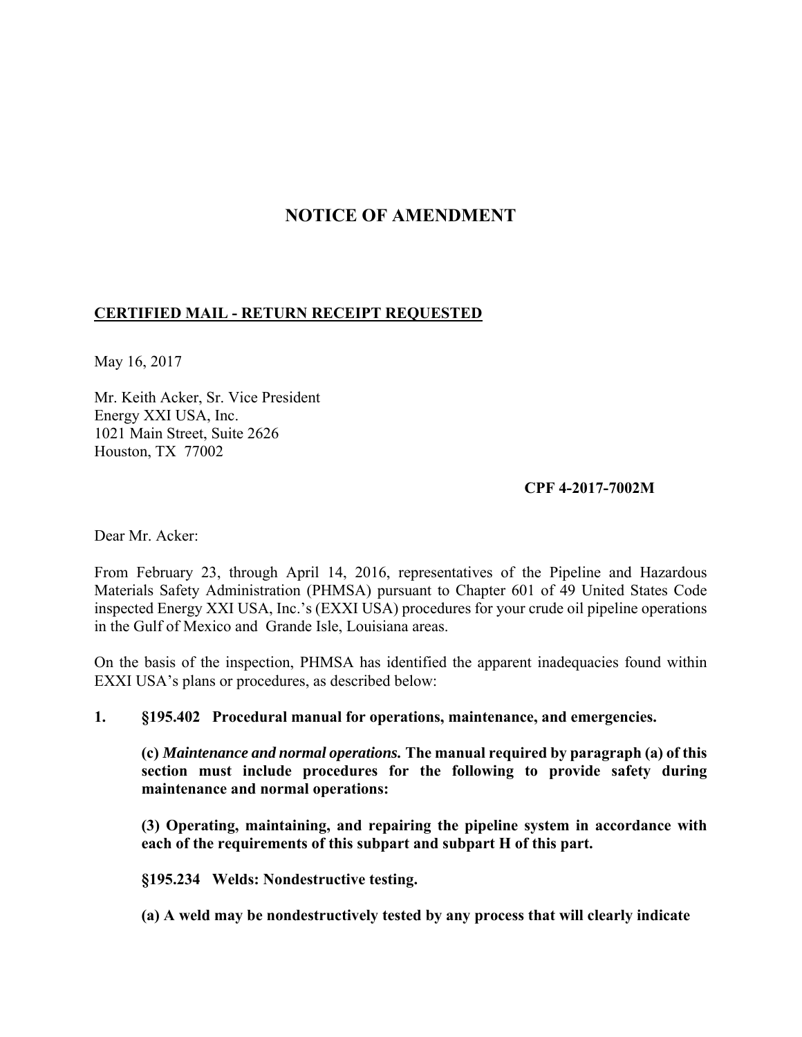# NOTICE OF AMENDMENT

**CERTIFIED MAIL - RETURN RECEIPT REQUESTED**

May 16, 2017

Mr. Keith Acker, Sr. Vice President
Energy XXI USA, Inc.
1021 Main Street, Suite 2626
Houston, TX 77002

**CPF 4-2017-7002M**

Dear Mr. Acker:

From February 23, through April 14, 2016, representatives of the Pipeline and Hazardous Materials Safety Administration (PHMSA) pursuant to Chapter 601 of 49 United States Code inspected Energy XXI USA, Inc.'s (EXXI USA) procedures for your crude oil pipeline operations in the Gulf of Mexico and Grande Isle, Louisiana areas.

On the basis of the inspection, PHMSA has identified the apparent inadequacies found within EXXI USA's plans or procedures, as described below:

**1. §195.402 Procedural manual for operations, maintenance, and emergencies.**

**(c) *Maintenance and normal operations.* The manual required by paragraph (a) of this section must include procedures for the following to provide safety during maintenance and normal operations:**

**(3) Operating, maintaining, and repairing the pipeline system in accordance with each of the requirements of this subpart and subpart H of this part.**

**§195.234 Welds: Nondestructive testing.**

**(a) A weld may be nondestructively tested by any process that will clearly indicate**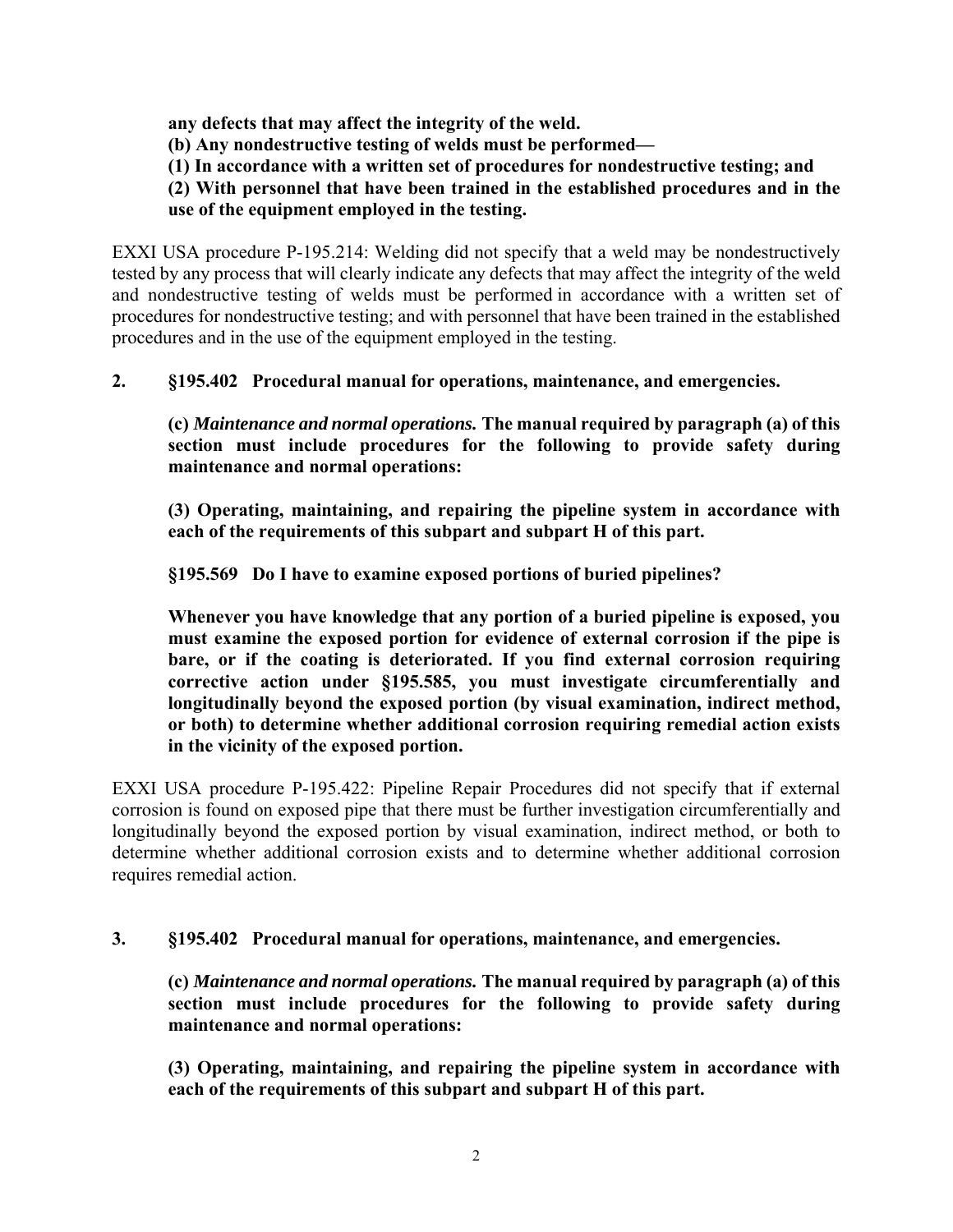**any defects that may affect the integrity of the weld.**

**(b) Any nondestructive testing of welds must be performed—**

**(1) In accordance with a written set of procedures for nondestructive testing; and**

**(2) With personnel that have been trained in the established procedures and in the use of the equipment employed in the testing.**

EXXI USA procedure P-195.214: Welding did not specify that a weld may be nondestructively tested by any process that will clearly indicate any defects that may affect the integrity of the weld and nondestructive testing of welds must be performed in accordance with a written set of procedures for nondestructive testing; and with personnel that have been trained in the established procedures and in the use of the equipment employed in the testing.

**2. §195.402 Procedural manual for operations, maintenance, and emergencies.**

**(c)** ***Maintenance and normal operations.*** **The manual required by paragraph (a) of this section must include procedures for the following to provide safety during maintenance and normal operations:**

**(3) Operating, maintaining, and repairing the pipeline system in accordance with each of the requirements of this subpart and subpart H of this part.**

**§195.569 Do I have to examine exposed portions of buried pipelines?**

**Whenever you have knowledge that any portion of a buried pipeline is exposed, you must examine the exposed portion for evidence of external corrosion if the pipe is bare, or if the coating is deteriorated. If you find external corrosion requiring corrective action under §195.585, you must investigate circumferentially and longitudinally beyond the exposed portion (by visual examination, indirect method, or both) to determine whether additional corrosion requiring remedial action exists in the vicinity of the exposed portion.**

EXXI USA procedure P-195.422: Pipeline Repair Procedures did not specify that if external corrosion is found on exposed pipe that there must be further investigation circumferentially and longitudinally beyond the exposed portion by visual examination, indirect method, or both to determine whether additional corrosion exists and to determine whether additional corrosion requires remedial action.

**3. §195.402 Procedural manual for operations, maintenance, and emergencies.**

**(c)** ***Maintenance and normal operations.*** **The manual required by paragraph (a) of this section must include procedures for the following to provide safety during maintenance and normal operations:**

**(3) Operating, maintaining, and repairing the pipeline system in accordance with each of the requirements of this subpart and subpart H of this part.**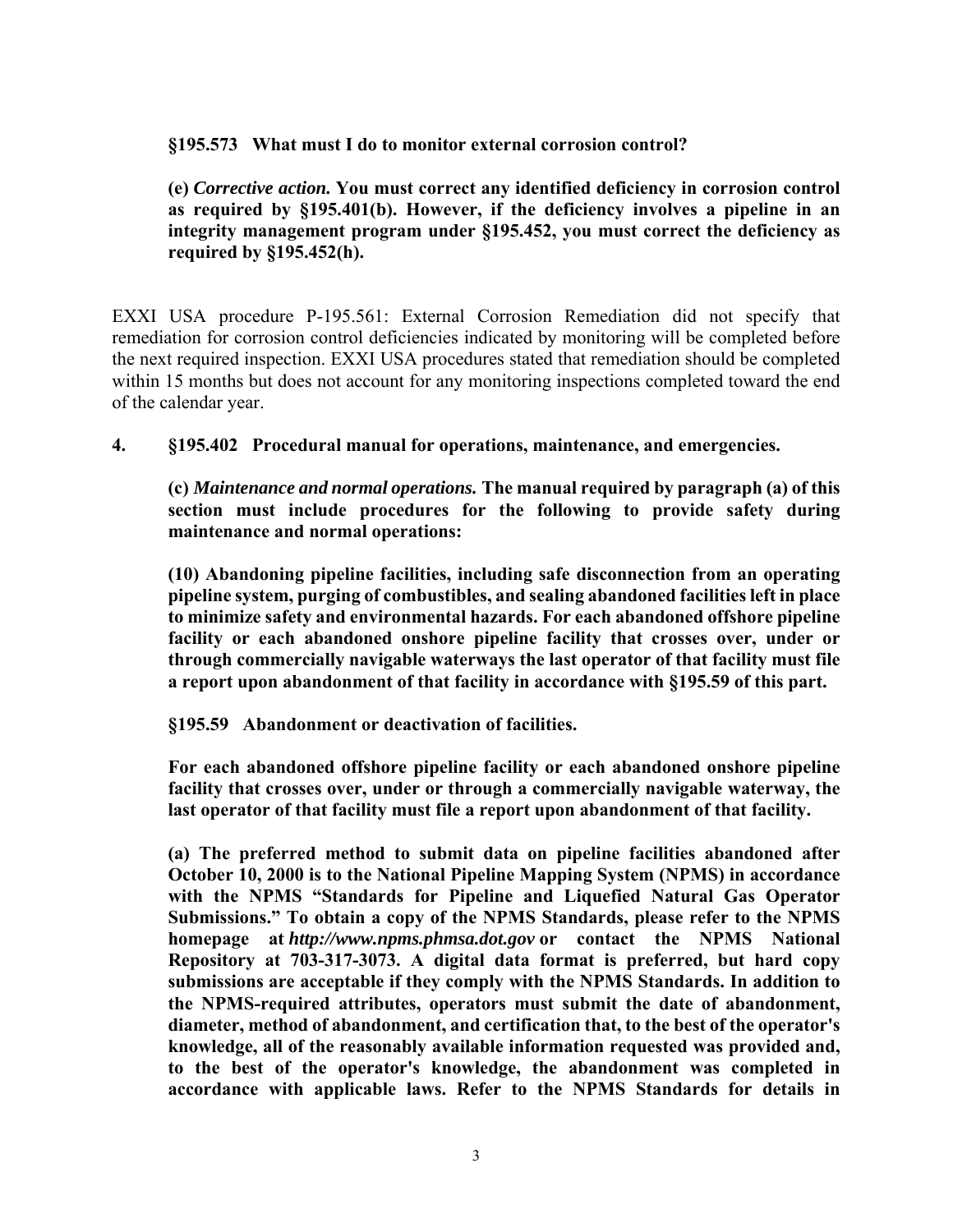**§195.573 What must I do to monitor external corrosion control?**

**(e) *Corrective action.* You must correct any identified deficiency in corrosion control as required by §195.401(b). However, if the deficiency involves a pipeline in an integrity management program under §195.452, you must correct the deficiency as required by §195.452(h).**

EXXI USA procedure P-195.561: External Corrosion Remediation did not specify that remediation for corrosion control deficiencies indicated by monitoring will be completed before the next required inspection. EXXI USA procedures stated that remediation should be completed within 15 months but does not account for any monitoring inspections completed toward the end of the calendar year.

**4. §195.402 Procedural manual for operations, maintenance, and emergencies.**

**(c) *Maintenance and normal operations.* The manual required by paragraph (a) of this section must include procedures for the following to provide safety during maintenance and normal operations:**

**(10) Abandoning pipeline facilities, including safe disconnection from an operating pipeline system, purging of combustibles, and sealing abandoned facilities left in place to minimize safety and environmental hazards. For each abandoned offshore pipeline facility or each abandoned onshore pipeline facility that crosses over, under or through commercially navigable waterways the last operator of that facility must file a report upon abandonment of that facility in accordance with §195.59 of this part.**

**§195.59 Abandonment or deactivation of facilities.**

**For each abandoned offshore pipeline facility or each abandoned onshore pipeline facility that crosses over, under or through a commercially navigable waterway, the last operator of that facility must file a report upon abandonment of that facility.**

**(a) The preferred method to submit data on pipeline facilities abandoned after October 10, 2000 is to the National Pipeline Mapping System (NPMS) in accordance with the NPMS "Standards for Pipeline and Liquefied Natural Gas Operator Submissions." To obtain a copy of the NPMS Standards, please refer to the NPMS homepage at *http://www.npms.phmsa.dot.gov* or contact the NPMS National Repository at 703-317-3073. A digital data format is preferred, but hard copy submissions are acceptable if they comply with the NPMS Standards. In addition to the NPMS-required attributes, operators must submit the date of abandonment, diameter, method of abandonment, and certification that, to the best of the operator's knowledge, all of the reasonably available information requested was provided and, to the best of the operator's knowledge, the abandonment was completed in accordance with applicable laws. Refer to the NPMS Standards for details in**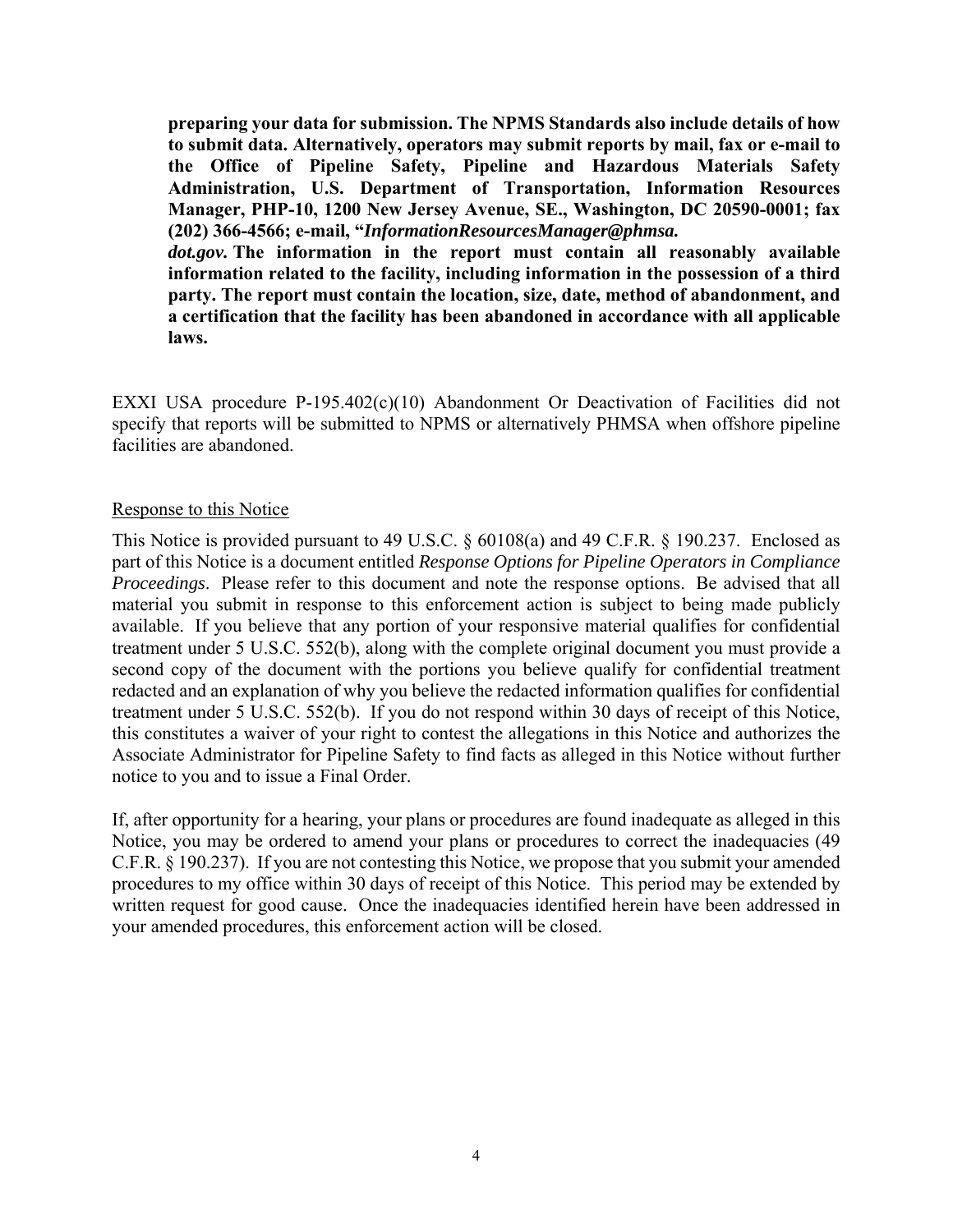**preparing your data for submission. The NPMS Standards also include details of how to submit data. Alternatively, operators may submit reports by mail, fax or e-mail to the Office of Pipeline Safety, Pipeline and Hazardous Materials Safety Administration, U.S. Department of Transportation, Information Resources Manager, PHP-10, 1200 New Jersey Avenue, SE., Washington, DC 20590-0001; fax (202) 366-4566; e-mail, "*InformationResourcesManager@phmsa. dot.gov.* The information in the report must contain all reasonably available information related to the facility, including information in the possession of a third party. The report must contain the location, size, date, method of abandonment, and a certification that the facility has been abandoned in accordance with all applicable laws.**

EXXI USA procedure P-195.402(c)(10) Abandonment Or Deactivation of Facilities did not specify that reports will be submitted to NPMS or alternatively PHMSA when offshore pipeline facilities are abandoned.

Response to this Notice

This Notice is provided pursuant to 49 U.S.C. § 60108(a) and 49 C.F.R. § 190.237. Enclosed as part of this Notice is a document entitled *Response Options for Pipeline Operators in Compliance Proceedings*. Please refer to this document and note the response options. Be advised that all material you submit in response to this enforcement action is subject to being made publicly available. If you believe that any portion of your responsive material qualifies for confidential treatment under 5 U.S.C. 552(b), along with the complete original document you must provide a second copy of the document with the portions you believe qualify for confidential treatment redacted and an explanation of why you believe the redacted information qualifies for confidential treatment under 5 U.S.C. 552(b). If you do not respond within 30 days of receipt of this Notice, this constitutes a waiver of your right to contest the allegations in this Notice and authorizes the Associate Administrator for Pipeline Safety to find facts as alleged in this Notice without further notice to you and to issue a Final Order.

If, after opportunity for a hearing, your plans or procedures are found inadequate as alleged in this Notice, you may be ordered to amend your plans or procedures to correct the inadequacies (49 C.F.R. § 190.237). If you are not contesting this Notice, we propose that you submit your amended procedures to my office within 30 days of receipt of this Notice. This period may be extended by written request for good cause. Once the inadequacies identified herein have been addressed in your amended procedures, this enforcement action will be closed.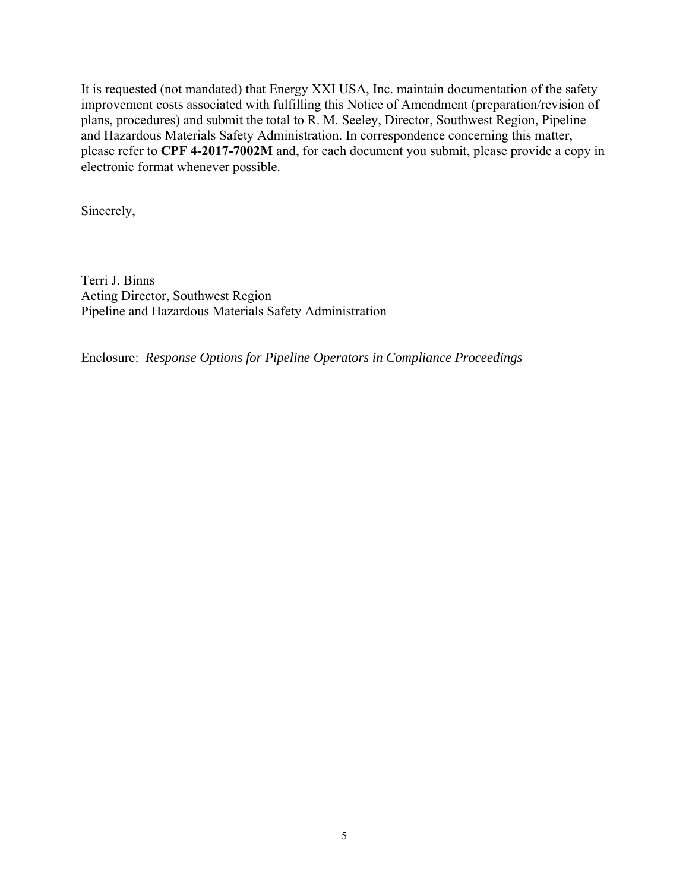It is requested (not mandated) that Energy XXI USA, Inc. maintain documentation of the safety improvement costs associated with fulfilling this Notice of Amendment (preparation/revision of plans, procedures) and submit the total to R. M. Seeley, Director, Southwest Region, Pipeline and Hazardous Materials Safety Administration. In correspondence concerning this matter, please refer to **CPF 4-2017-7002M** and, for each document you submit, please provide a copy in electronic format whenever possible.

Sincerely,

Terri J. Binns
Acting Director, Southwest Region
Pipeline and Hazardous Materials Safety Administration

Enclosure: *Response Options for Pipeline Operators in Compliance Proceedings*